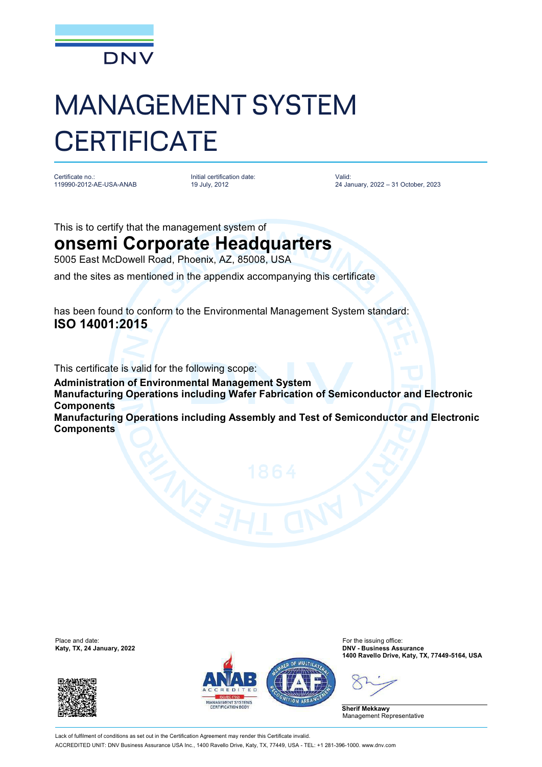DNV

# MANAGEMENT SYSTEM CERTIFICATE

| Certificate no.: | Initial certification date: | Valid: |
| --- | --- | --- |
| 119990-2012-AE-USA-ANAB | 19 July, 2012 | 24 January, 2022 – 31 October, 2023 |

This is to certify that the management system of

## onsemi Corporate Headquarters

5005 East McDowell Road, Phoenix, AZ, 85008, USA

and the sites as mentioned in the appendix accompanying this certificate

has been found to conform to the Environmental Management System standard:

**ISO 14001:2015**

This certificate is valid for the following scope:

**Administration of Environmental Management System**
**Manufacturing Operations including Wafer Fabrication of Semiconductor and Electronic Components**
**Manufacturing Operations including Assembly and Test of Semiconductor and Electronic Components**

Place and date:
**Katy, TX, 24 January, 2022**

For the issuing office:
**DNV - Business Assurance**
**1400 Ravello Drive, Katy, TX, 77449-5164, USA**

**Sherif Mekkawy**
Management Representative

Lack of fulfilment of conditions as set out in the Certification Agreement may render this Certificate invalid.
ACCREDITED UNIT: DNV Business Assurance USA Inc., 1400 Ravello Drive, Katy, TX, 77449, USA - TEL: +1 281-396-1000. www.dnv.com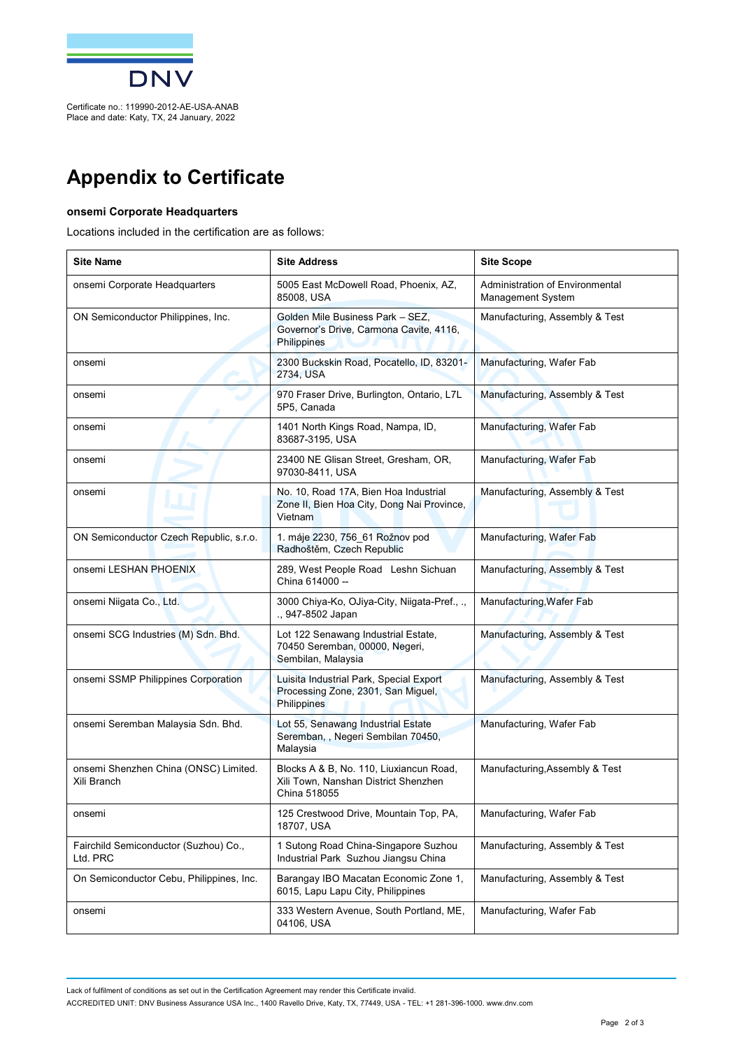Certificate no.: 119990-2012-AE-USA-ANAB
Place and date: Katy, TX, 24 January, 2022

# Appendix to Certificate

**onsemi Corporate Headquarters**

Locations included in the certification are as follows:

| Site Name | Site Address | Site Scope |
|---|---|---|
| onsemi Corporate Headquarters | 5005 East McDowell Road, Phoenix, AZ, 85008, USA | Administration of Environmental Management System |
| ON Semiconductor Philippines, Inc. | Golden Mile Business Park – SEZ, Governor's Drive, Carmona Cavite, 4116, Philippines | Manufacturing, Assembly & Test |
| onsemi | 2300 Buckskin Road, Pocatello, ID, 83201-2734, USA | Manufacturing, Wafer Fab |
| onsemi | 970 Fraser Drive, Burlington, Ontario, L7L 5P5, Canada | Manufacturing, Assembly & Test |
| onsemi | 1401 North Kings Road, Nampa, ID, 83687-3195, USA | Manufacturing, Wafer Fab |
| onsemi | 23400 NE Glisan Street, Gresham, OR, 97030-8411, USA | Manufacturing, Wafer Fab |
| onsemi | No. 10, Road 17A, Bien Hoa Industrial Zone II, Bien Hoa City, Dong Nai Province, Vietnam | Manufacturing, Assembly & Test |
| ON Semiconductor Czech Republic, s.r.o. | 1. máje 2230, 756_61 Rožnov pod Radhoštěm, Czech Republic | Manufacturing, Wafer Fab |
| onsemi LESHAN PHOENIX | 289, West People Road Leshn Sichuan China 614000 -- | Manufacturing, Assembly & Test |
| onsemi Niigata Co., Ltd. | 3000 Chiya-Ko, OJiya-City, Niigata-Pref., ., ., 947-8502 Japan | Manufacturing,Wafer Fab |
| onsemi SCG Industries (M) Sdn. Bhd. | Lot 122 Senawang Industrial Estate, 70450 Seremban, 00000, Negeri, Sembilan, Malaysia | Manufacturing, Assembly & Test |
| onsemi SSMP Philippines Corporation | Luisita Industrial Park, Special Export Processing Zone, 2301, San Miguel, Philippines | Manufacturing, Assembly & Test |
| onsemi Seremban Malaysia Sdn. Bhd. | Lot 55, Senawang Industrial Estate Seremban, , Negeri Sembilan 70450, Malaysia | Manufacturing, Wafer Fab |
| onsemi Shenzhen China (ONSC) Limited. Xili Branch | Blocks A & B, No. 110, Liuxiancun Road, Xili Town, Nanshan District Shenzhen China 518055 | Manufacturing,Assembly & Test |
| onsemi | 125 Crestwood Drive, Mountain Top, PA, 18707, USA | Manufacturing, Wafer Fab |
| Fairchild Semiconductor (Suzhou) Co., Ltd. PRC | 1 Sutong Road China-Singapore Suzhou Industrial Park Suzhou Jiangsu China | Manufacturing, Assembly & Test |
| On Semiconductor Cebu, Philippines, Inc. | Barangay IBO Macatan Economic Zone 1, 6015, Lapu Lapu City, Philippines | Manufacturing, Assembly & Test |
| onsemi | 333 Western Avenue, South Portland, ME, 04106, USA | Manufacturing, Wafer Fab |

Lack of fulfilment of conditions as set out in the Certification Agreement may render this Certificate invalid.

ACCREDITED UNIT: DNV Business Assurance USA Inc., 1400 Ravello Drive, Katy, TX, 77449, USA - TEL: +1 281-396-1000. www.dnv.com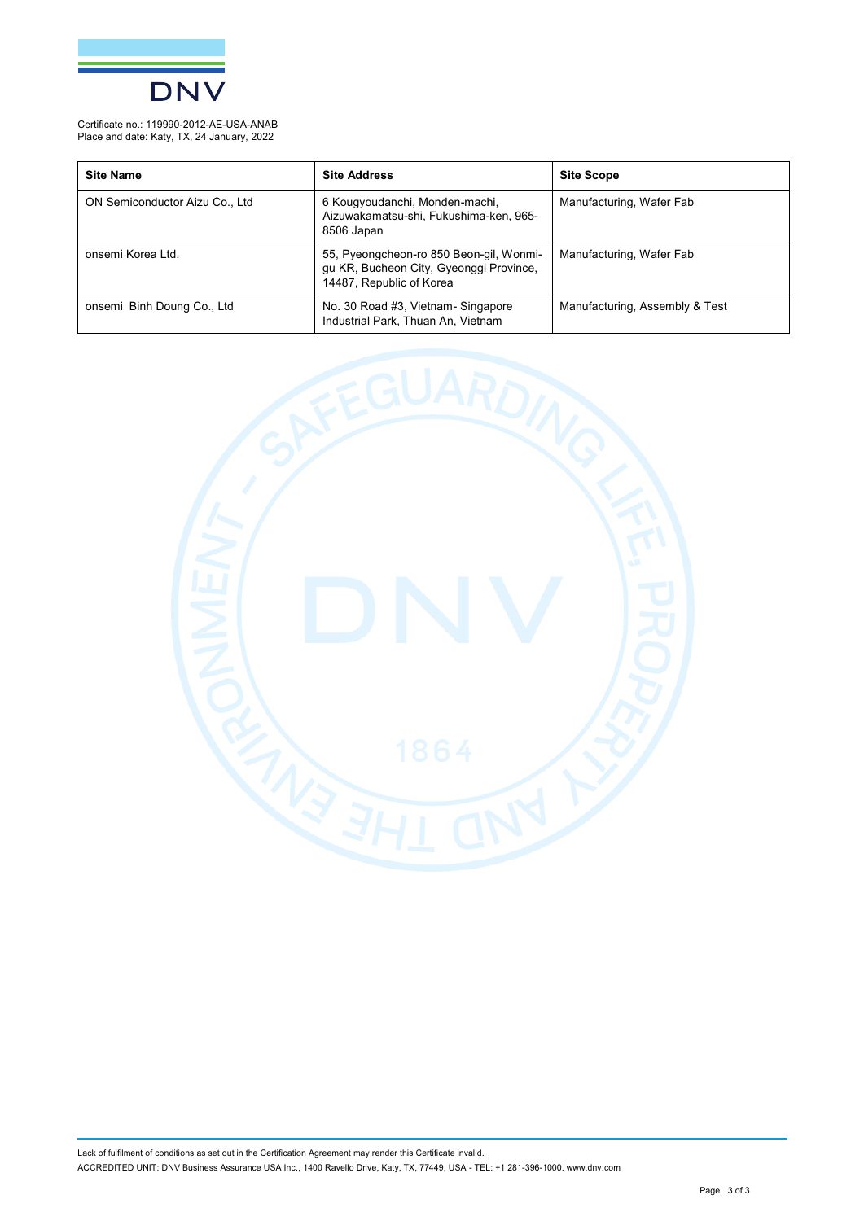Certificate no.: 119990-2012-AE-USA-ANAB
Place and date: Katy, TX, 24 January, 2022

| Site Name | Site Address | Site Scope |
|---|---|---|
| ON Semiconductor Aizu Co., Ltd | 6 Kougyoudanchi, Monden-machi, Aizuwakamatsu-shi, Fukushima-ken, 965-8506 Japan | Manufacturing, Wafer Fab |
| onsemi Korea Ltd. | 55, Pyeongcheon-ro 850 Beon-gil, Wonmi-gu KR, Bucheon City, Gyeonggi Province, 14487, Republic of Korea | Manufacturing, Wafer Fab |
| onsemi Binh Doung Co., Ltd | No. 30 Road #3, Vietnam- Singapore Industrial Park, Thuan An, Vietnam | Manufacturing, Assembly & Test |

Lack of fulfilment of conditions as set out in the Certification Agreement may render this Certificate invalid.

ACCREDITED UNIT: DNV Business Assurance USA Inc., 1400 Ravello Drive, Katy, TX, 77449, USA - TEL: +1 281-396-1000. www.dnv.com